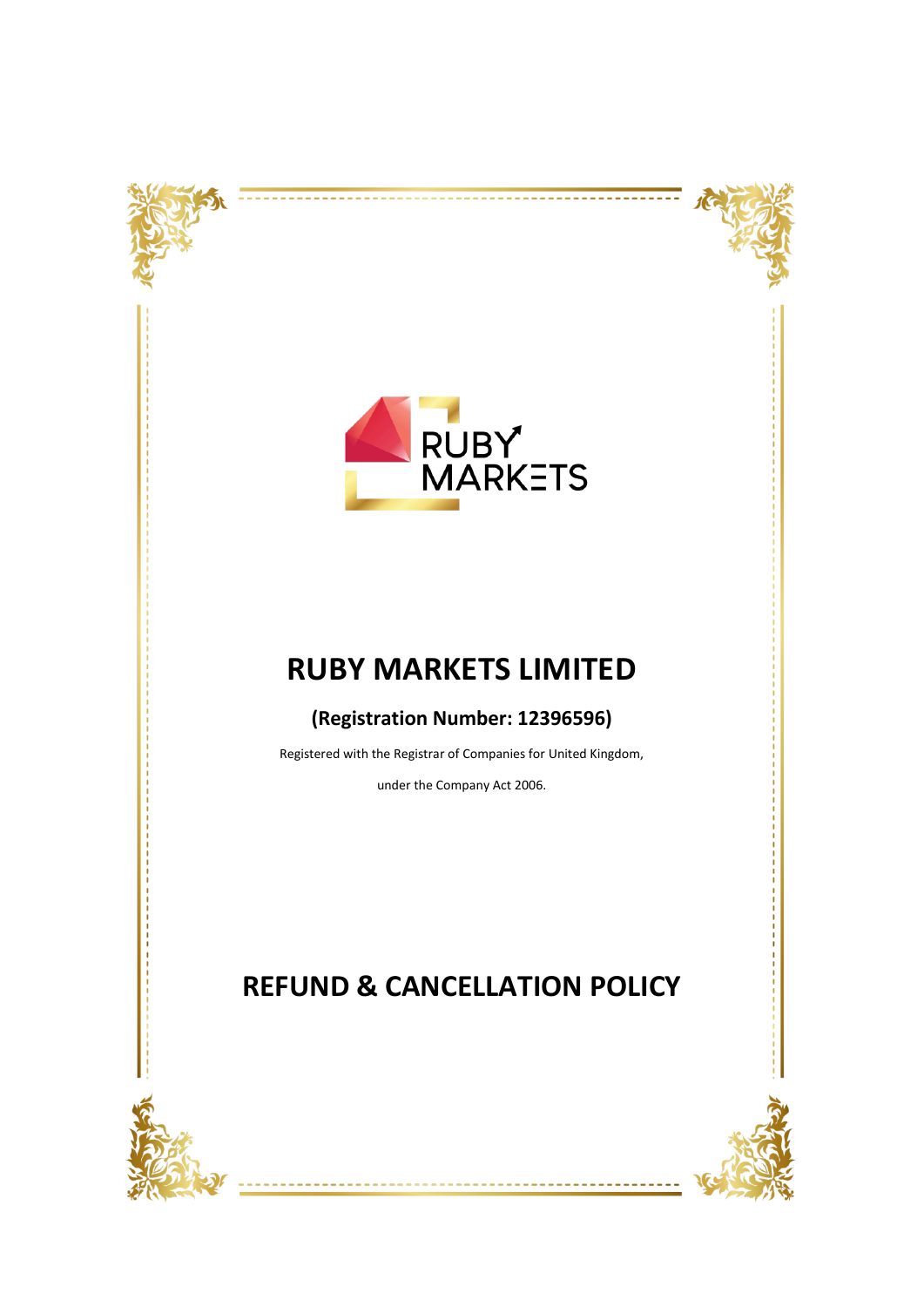# RUBY MARKETS LIMITED

**(Registration Number: 12396596)**

Registered with the Registrar of Companies for United Kingdom,

under the Company Act 2006.

# REFUND & CANCELLATION POLICY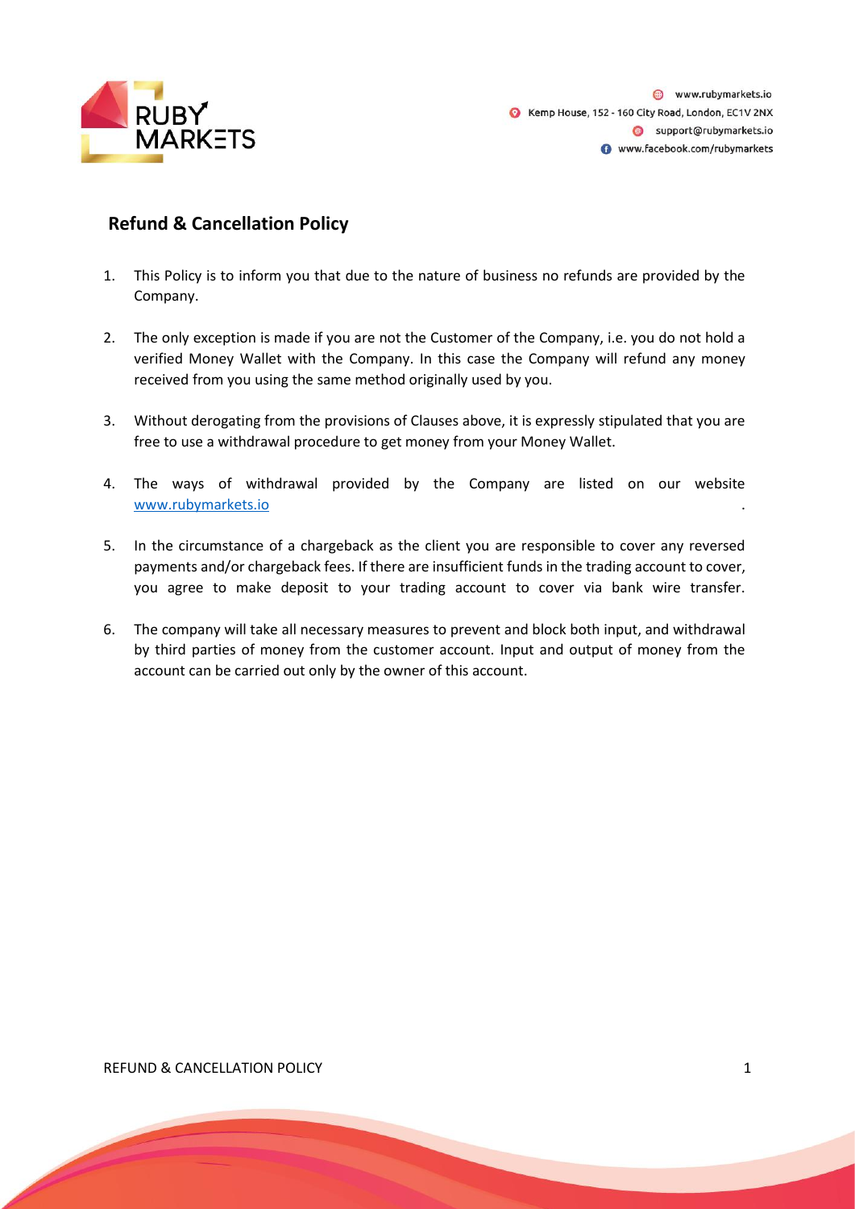## Refund & Cancellation Policy

1. This Policy is to inform you that due to the nature of business no refunds are provided by the Company.

2. The only exception is made if you are not the Customer of the Company, i.e. you do not hold a verified Money Wallet with the Company. In this case the Company will refund any money received from you using the same method originally used by you.

3. Without derogating from the provisions of Clauses above, it is expressly stipulated that you are free to use a withdrawal procedure to get money from your Money Wallet.

4. The ways of withdrawal provided by the Company are listed on our website [www.rubymarkets.io](http://www.rubymarkets.io) .

5. In the circumstance of a chargeback as the client you are responsible to cover any reversed payments and/or chargeback fees. If there are insufficient funds in the trading account to cover, you agree to make deposit to your trading account to cover via bank wire transfer.

6. The company will take all necessary measures to prevent and block both input, and withdrawal by third parties of money from the customer account. Input and output of money from the account can be carried out only by the owner of this account.